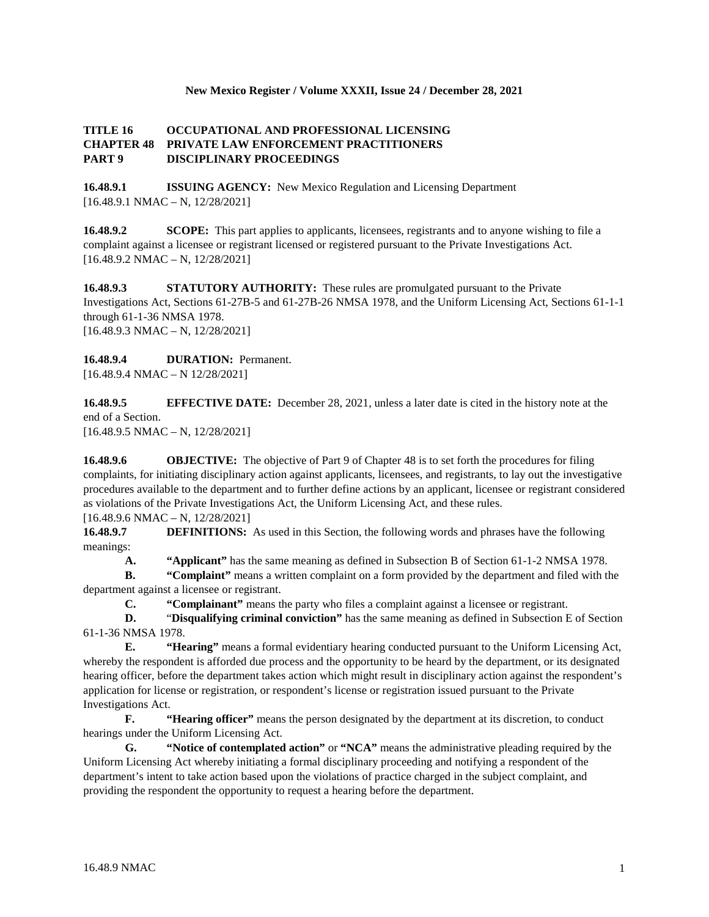**TITLE 16 OCCUPATIONAL AND PROFESSIONAL LICENSING**
**CHAPTER 48 PRIVATE LAW ENFORCEMENT PRACTITIONERS**
**PART 9 DISCIPLINARY PROCEEDINGS**

**16.48.9.1 ISSUING AGENCY:** New Mexico Regulation and Licensing Department
[16.48.9.1 NMAC – N, 12/28/2021]

**16.48.9.2 SCOPE:** This part applies to applicants, licensees, registrants and to anyone wishing to file a complaint against a licensee or registrant licensed or registered pursuant to the Private Investigations Act.
[16.48.9.2 NMAC – N, 12/28/2021]

**16.48.9.3 STATUTORY AUTHORITY:** These rules are promulgated pursuant to the Private Investigations Act, Sections 61-27B-5 and 61-27B-26 NMSA 1978, and the Uniform Licensing Act, Sections 61-1-1 through 61-1-36 NMSA 1978.
[16.48.9.3 NMAC – N, 12/28/2021]

**16.48.9.4 DURATION:** Permanent.
[16.48.9.4 NMAC – N 12/28/2021]

**16.48.9.5 EFFECTIVE DATE:** December 28, 2021, unless a later date is cited in the history note at the end of a Section.
[16.48.9.5 NMAC – N, 12/28/2021]

**16.48.9.6 OBJECTIVE:** The objective of Part 9 of Chapter 48 is to set forth the procedures for filing complaints, for initiating disciplinary action against applicants, licensees, and registrants, to lay out the investigative procedures available to the department and to further define actions by an applicant, licensee or registrant considered as violations of the Private Investigations Act, the Uniform Licensing Act, and these rules.
[16.48.9.6 NMAC – N, 12/28/2021]

**16.48.9.7 DEFINITIONS:** As used in this Section, the following words and phrases have the following meanings:

**A. "Applicant"** has the same meaning as defined in Subsection B of Section 61-1-2 NMSA 1978.

**B. "Complaint"** means a written complaint on a form provided by the department and filed with the department against a licensee or registrant.

**C. "Complainant"** means the party who files a complaint against a licensee or registrant.

**D.** "**Disqualifying criminal conviction"** has the same meaning as defined in Subsection E of Section 61-1-36 NMSA 1978.

**E. "Hearing"** means a formal evidentiary hearing conducted pursuant to the Uniform Licensing Act, whereby the respondent is afforded due process and the opportunity to be heard by the department, or its designated hearing officer, before the department takes action which might result in disciplinary action against the respondent's application for license or registration, or respondent's license or registration issued pursuant to the Private Investigations Act.

**F. "Hearing officer"** means the person designated by the department at its discretion, to conduct hearings under the Uniform Licensing Act.

**G. "Notice of contemplated action"** or **"NCA"** means the administrative pleading required by the Uniform Licensing Act whereby initiating a formal disciplinary proceeding and notifying a respondent of the department's intent to take action based upon the violations of practice charged in the subject complaint, and providing the respondent the opportunity to request a hearing before the department.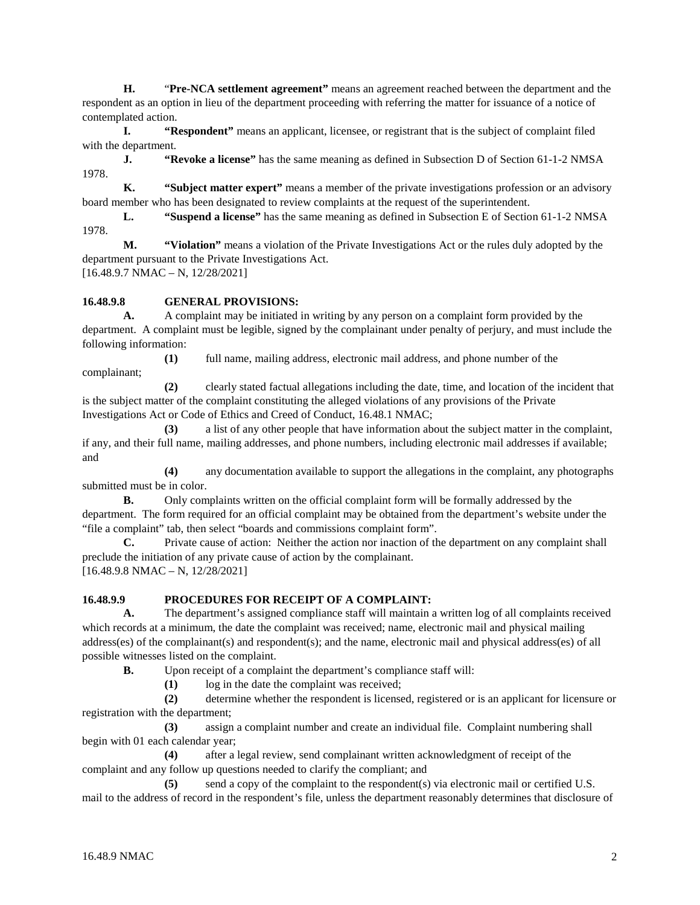**H.** "**Pre-NCA settlement agreement"** means an agreement reached between the department and the respondent as an option in lieu of the department proceeding with referring the matter for issuance of a notice of contemplated action.

**I.** **"Respondent"** means an applicant, licensee, or registrant that is the subject of complaint filed with the department.

**J.** **"Revoke a license"** has the same meaning as defined in Subsection D of Section 61-1-2 NMSA 1978.

**K.** **"Subject matter expert"** means a member of the private investigations profession or an advisory board member who has been designated to review complaints at the request of the superintendent.

**L.** **"Suspend a license"** has the same meaning as defined in Subsection E of Section 61-1-2 NMSA 1978.

**M.** **"Violation"** means a violation of the Private Investigations Act or the rules duly adopted by the department pursuant to the Private Investigations Act.

[16.48.9.7 NMAC – N, 12/28/2021]

**16.48.9.8 GENERAL PROVISIONS:**

**A.** A complaint may be initiated in writing by any person on a complaint form provided by the department. A complaint must be legible, signed by the complainant under penalty of perjury, and must include the following information:

**(1)** full name, mailing address, electronic mail address, and phone number of the complainant;

**(2)** clearly stated factual allegations including the date, time, and location of the incident that is the subject matter of the complaint constituting the alleged violations of any provisions of the Private Investigations Act or Code of Ethics and Creed of Conduct, 16.48.1 NMAC;

**(3)** a list of any other people that have information about the subject matter in the complaint, if any, and their full name, mailing addresses, and phone numbers, including electronic mail addresses if available; and

**(4)** any documentation available to support the allegations in the complaint, any photographs submitted must be in color.

**B.** Only complaints written on the official complaint form will be formally addressed by the department. The form required for an official complaint may be obtained from the department's website under the "file a complaint" tab, then select "boards and commissions complaint form".

**C.** Private cause of action: Neither the action nor inaction of the department on any complaint shall preclude the initiation of any private cause of action by the complainant.

[16.48.9.8 NMAC – N, 12/28/2021]

**16.48.9.9 PROCEDURES FOR RECEIPT OF A COMPLAINT:**

**A.** The department's assigned compliance staff will maintain a written log of all complaints received which records at a minimum, the date the complaint was received; name, electronic mail and physical mailing address(es) of the complainant(s) and respondent(s); and the name, electronic mail and physical address(es) of all possible witnesses listed on the complaint.

**B.** Upon receipt of a complaint the department's compliance staff will:

**(1)** log in the date the complaint was received;

**(2)** determine whether the respondent is licensed, registered or is an applicant for licensure or registration with the department;

**(3)** assign a complaint number and create an individual file. Complaint numbering shall begin with 01 each calendar year;

**(4)** after a legal review, send complainant written acknowledgment of receipt of the complaint and any follow up questions needed to clarify the compliant; and

**(5)** send a copy of the complaint to the respondent(s) via electronic mail or certified U.S. mail to the address of record in the respondent's file, unless the department reasonably determines that disclosure of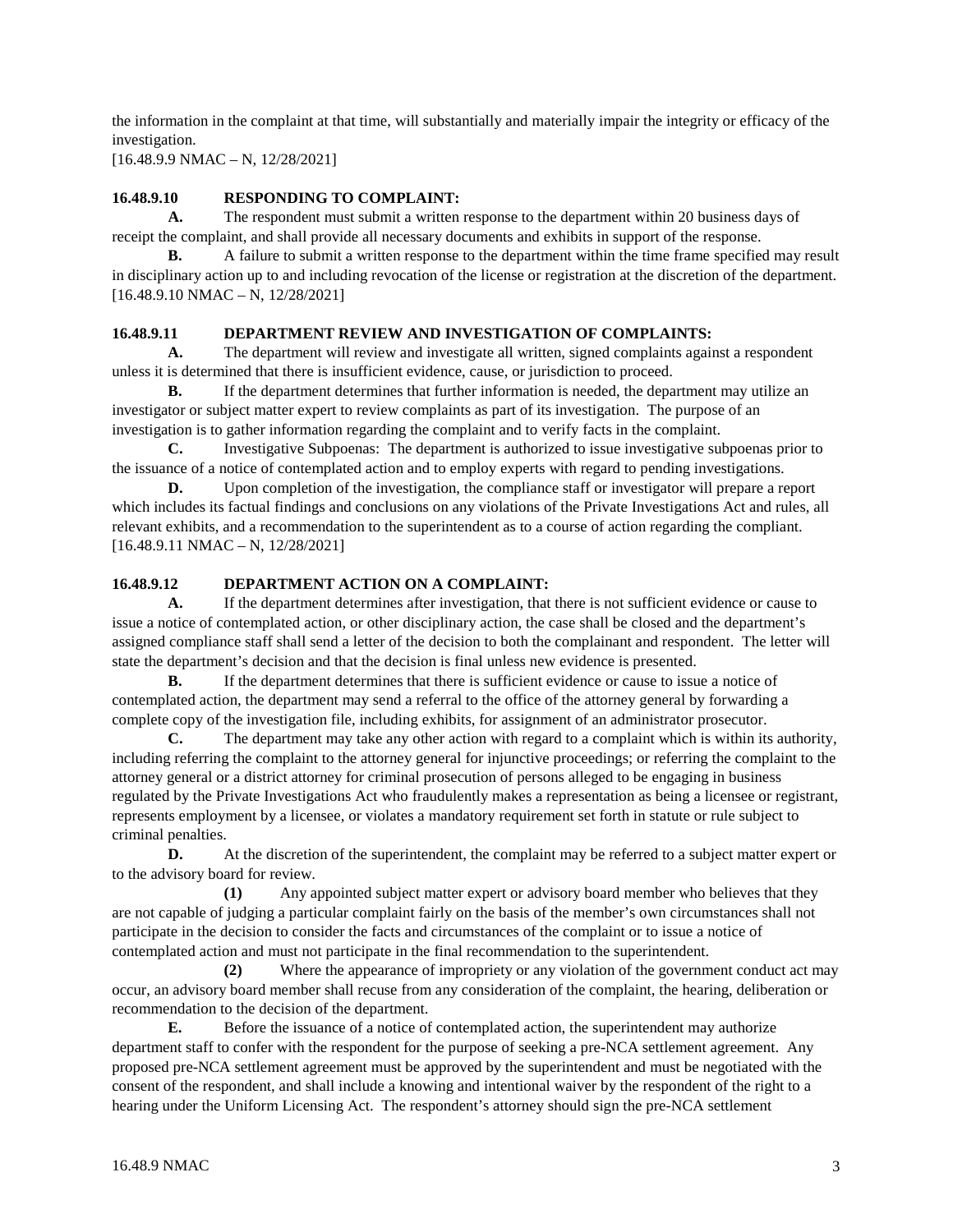the information in the complaint at that time, will substantially and materially impair the integrity or efficacy of the investigation.
[16.48.9.9 NMAC – N, 12/28/2021]

**16.48.9.10 RESPONDING TO COMPLAINT:**

**A.** The respondent must submit a written response to the department within 20 business days of receipt the complaint, and shall provide all necessary documents and exhibits in support of the response.

**B.** A failure to submit a written response to the department within the time frame specified may result in disciplinary action up to and including revocation of the license or registration at the discretion of the department.
[16.48.9.10 NMAC – N, 12/28/2021]

**16.48.9.11 DEPARTMENT REVIEW AND INVESTIGATION OF COMPLAINTS:**

**A.** The department will review and investigate all written, signed complaints against a respondent unless it is determined that there is insufficient evidence, cause, or jurisdiction to proceed.

**B.** If the department determines that further information is needed, the department may utilize an investigator or subject matter expert to review complaints as part of its investigation. The purpose of an investigation is to gather information regarding the complaint and to verify facts in the complaint.

**C.** Investigative Subpoenas: The department is authorized to issue investigative subpoenas prior to the issuance of a notice of contemplated action and to employ experts with regard to pending investigations.

**D.** Upon completion of the investigation, the compliance staff or investigator will prepare a report which includes its factual findings and conclusions on any violations of the Private Investigations Act and rules, all relevant exhibits, and a recommendation to the superintendent as to a course of action regarding the compliant.
[16.48.9.11 NMAC – N, 12/28/2021]

**16.48.9.12 DEPARTMENT ACTION ON A COMPLAINT:**

**A.** If the department determines after investigation, that there is not sufficient evidence or cause to issue a notice of contemplated action, or other disciplinary action, the case shall be closed and the department's assigned compliance staff shall send a letter of the decision to both the complainant and respondent. The letter will state the department's decision and that the decision is final unless new evidence is presented.

**B.** If the department determines that there is sufficient evidence or cause to issue a notice of contemplated action, the department may send a referral to the office of the attorney general by forwarding a complete copy of the investigation file, including exhibits, for assignment of an administrator prosecutor.

**C.** The department may take any other action with regard to a complaint which is within its authority, including referring the complaint to the attorney general for injunctive proceedings; or referring the complaint to the attorney general or a district attorney for criminal prosecution of persons alleged to be engaging in business regulated by the Private Investigations Act who fraudulently makes a representation as being a licensee or registrant, represents employment by a licensee, or violates a mandatory requirement set forth in statute or rule subject to criminal penalties.

**D.** At the discretion of the superintendent, the complaint may be referred to a subject matter expert or to the advisory board for review.

**(1)** Any appointed subject matter expert or advisory board member who believes that they are not capable of judging a particular complaint fairly on the basis of the member's own circumstances shall not participate in the decision to consider the facts and circumstances of the complaint or to issue a notice of contemplated action and must not participate in the final recommendation to the superintendent.

**(2)** Where the appearance of impropriety or any violation of the government conduct act may occur, an advisory board member shall recuse from any consideration of the complaint, the hearing, deliberation or recommendation to the decision of the department.

**E.** Before the issuance of a notice of contemplated action, the superintendent may authorize department staff to confer with the respondent for the purpose of seeking a pre-NCA settlement agreement. Any proposed pre-NCA settlement agreement must be approved by the superintendent and must be negotiated with the consent of the respondent, and shall include a knowing and intentional waiver by the respondent of the right to a hearing under the Uniform Licensing Act. The respondent's attorney should sign the pre-NCA settlement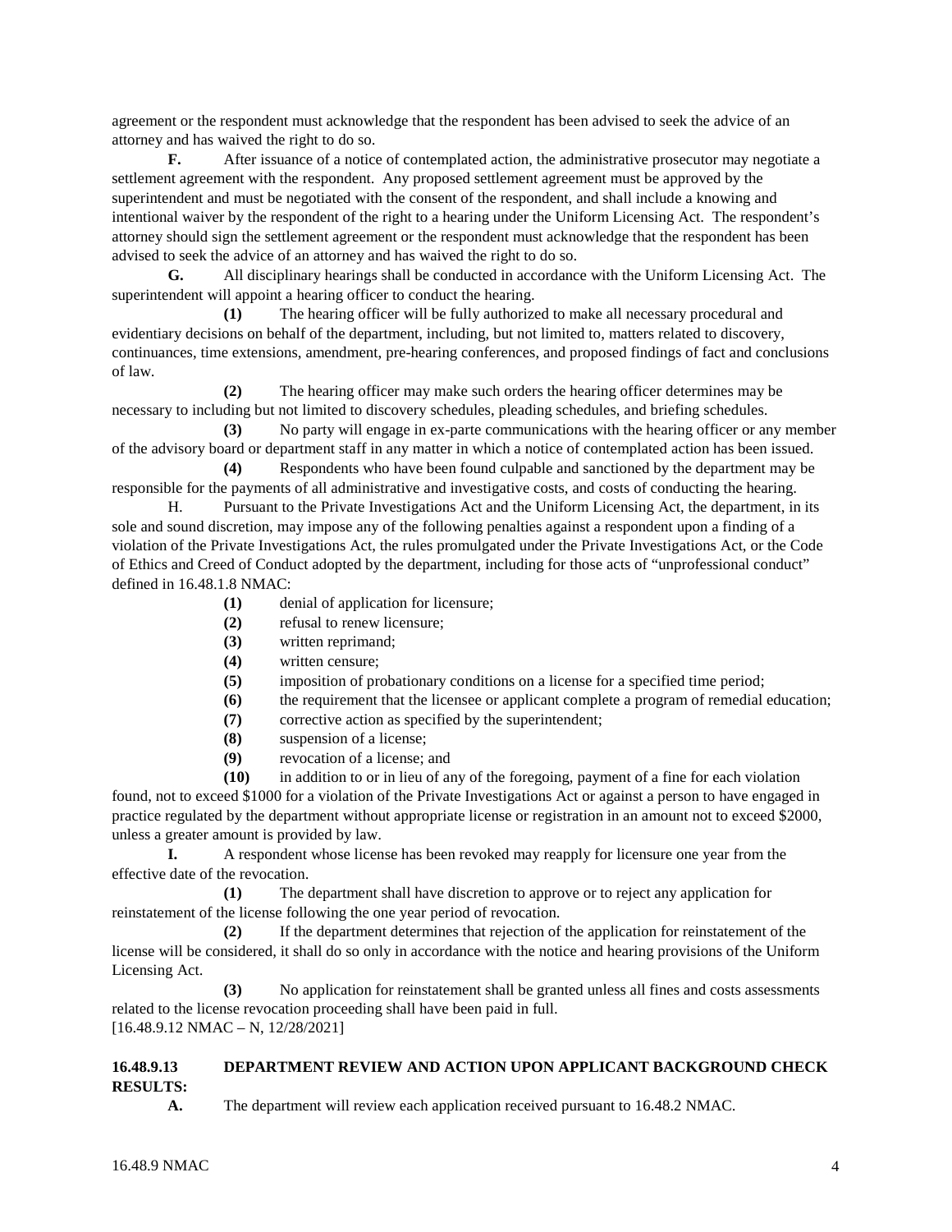agreement or the respondent must acknowledge that the respondent has been advised to seek the advice of an attorney and has waived the right to do so.

**F.** After issuance of a notice of contemplated action, the administrative prosecutor may negotiate a settlement agreement with the respondent. Any proposed settlement agreement must be approved by the superintendent and must be negotiated with the consent of the respondent, and shall include a knowing and intentional waiver by the respondent of the right to a hearing under the Uniform Licensing Act. The respondent's attorney should sign the settlement agreement or the respondent must acknowledge that the respondent has been advised to seek the advice of an attorney and has waived the right to do so.

**G.** All disciplinary hearings shall be conducted in accordance with the Uniform Licensing Act. The superintendent will appoint a hearing officer to conduct the hearing.

**(1)** The hearing officer will be fully authorized to make all necessary procedural and evidentiary decisions on behalf of the department, including, but not limited to, matters related to discovery, continuances, time extensions, amendment, pre-hearing conferences, and proposed findings of fact and conclusions of law.

**(2)** The hearing officer may make such orders the hearing officer determines may be necessary to including but not limited to discovery schedules, pleading schedules, and briefing schedules.

**(3)** No party will engage in ex-parte communications with the hearing officer or any member of the advisory board or department staff in any matter in which a notice of contemplated action has been issued.

**(4)** Respondents who have been found culpable and sanctioned by the department may be responsible for the payments of all administrative and investigative costs, and costs of conducting the hearing.

H. Pursuant to the Private Investigations Act and the Uniform Licensing Act, the department, in its sole and sound discretion, may impose any of the following penalties against a respondent upon a finding of a violation of the Private Investigations Act, the rules promulgated under the Private Investigations Act, or the Code of Ethics and Creed of Conduct adopted by the department, including for those acts of "unprofessional conduct" defined in 16.48.1.8 NMAC:

**(1)** denial of application for licensure;

**(2)** refusal to renew licensure;

**(3)** written reprimand;

**(4)** written censure;

**(5)** imposition of probationary conditions on a license for a specified time period;

**(6)** the requirement that the licensee or applicant complete a program of remedial education;

**(7)** corrective action as specified by the superintendent;

**(8)** suspension of a license;

**(9)** revocation of a license; and

**(10)** in addition to or in lieu of any of the foregoing, payment of a fine for each violation found, not to exceed \$1000 for a violation of the Private Investigations Act or against a person to have engaged in practice regulated by the department without appropriate license or registration in an amount not to exceed \$2000, unless a greater amount is provided by law.

**I.** A respondent whose license has been revoked may reapply for licensure one year from the effective date of the revocation.

**(1)** The department shall have discretion to approve or to reject any application for reinstatement of the license following the one year period of revocation.

**(2)** If the department determines that rejection of the application for reinstatement of the license will be considered, it shall do so only in accordance with the notice and hearing provisions of the Uniform Licensing Act.

**(3)** No application for reinstatement shall be granted unless all fines and costs assessments related to the license revocation proceeding shall have been paid in full.

[16.48.9.12 NMAC – N, 12/28/2021]

**16.48.9.13 DEPARTMENT REVIEW AND ACTION UPON APPLICANT BACKGROUND CHECK RESULTS:**

**A.** The department will review each application received pursuant to 16.48.2 NMAC.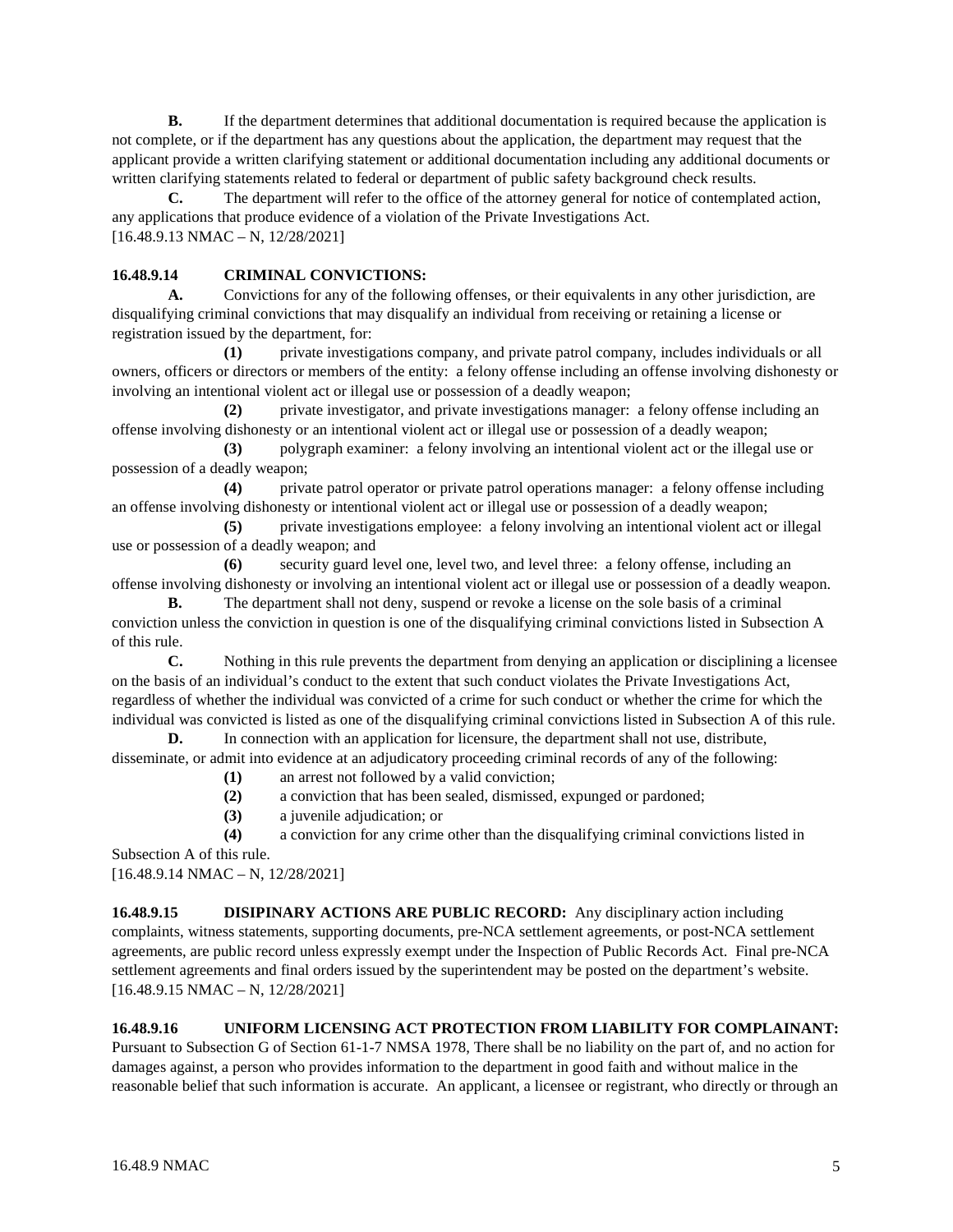**B.** If the department determines that additional documentation is required because the application is not complete, or if the department has any questions about the application, the department may request that the applicant provide a written clarifying statement or additional documentation including any additional documents or written clarifying statements related to federal or department of public safety background check results.

**C.** The department will refer to the office of the attorney general for notice of contemplated action, any applications that produce evidence of a violation of the Private Investigations Act.
[16.48.9.13 NMAC – N, 12/28/2021]

**16.48.9.14 CRIMINAL CONVICTIONS:**

**A.** Convictions for any of the following offenses, or their equivalents in any other jurisdiction, are disqualifying criminal convictions that may disqualify an individual from receiving or retaining a license or registration issued by the department, for:

**(1)** private investigations company, and private patrol company, includes individuals or all owners, officers or directors or members of the entity: a felony offense including an offense involving dishonesty or involving an intentional violent act or illegal use or possession of a deadly weapon;

**(2)** private investigator, and private investigations manager: a felony offense including an offense involving dishonesty or an intentional violent act or illegal use or possession of a deadly weapon;

**(3)** polygraph examiner: a felony involving an intentional violent act or the illegal use or possession of a deadly weapon;

**(4)** private patrol operator or private patrol operations manager: a felony offense including an offense involving dishonesty or intentional violent act or illegal use or possession of a deadly weapon;

**(5)** private investigations employee: a felony involving an intentional violent act or illegal use or possession of a deadly weapon; and

**(6)** security guard level one, level two, and level three: a felony offense, including an offense involving dishonesty or involving an intentional violent act or illegal use or possession of a deadly weapon.

**B.** The department shall not deny, suspend or revoke a license on the sole basis of a criminal conviction unless the conviction in question is one of the disqualifying criminal convictions listed in Subsection A of this rule.

**C.** Nothing in this rule prevents the department from denying an application or disciplining a licensee on the basis of an individual's conduct to the extent that such conduct violates the Private Investigations Act, regardless of whether the individual was convicted of a crime for such conduct or whether the crime for which the individual was convicted is listed as one of the disqualifying criminal convictions listed in Subsection A of this rule.

**D.** In connection with an application for licensure, the department shall not use, distribute, disseminate, or admit into evidence at an adjudicatory proceeding criminal records of any of the following:

**(1)** an arrest not followed by a valid conviction;

**(2)** a conviction that has been sealed, dismissed, expunged or pardoned;

**(3)** a juvenile adjudication; or

**(4)** a conviction for any crime other than the disqualifying criminal convictions listed in Subsection A of this rule.

[16.48.9.14 NMAC – N, 12/28/2021]

**16.48.9.15 DISIPINARY ACTIONS ARE PUBLIC RECORD:** Any disciplinary action including complaints, witness statements, supporting documents, pre-NCA settlement agreements, or post-NCA settlement agreements, are public record unless expressly exempt under the Inspection of Public Records Act. Final pre-NCA settlement agreements and final orders issued by the superintendent may be posted on the department's website.
[16.48.9.15 NMAC – N, 12/28/2021]

**16.48.9.16 UNIFORM LICENSING ACT PROTECTION FROM LIABILITY FOR COMPLAINANT:** Pursuant to Subsection G of Section 61-1-7 NMSA 1978, There shall be no liability on the part of, and no action for damages against, a person who provides information to the department in good faith and without malice in the reasonable belief that such information is accurate. An applicant, a licensee or registrant, who directly or through an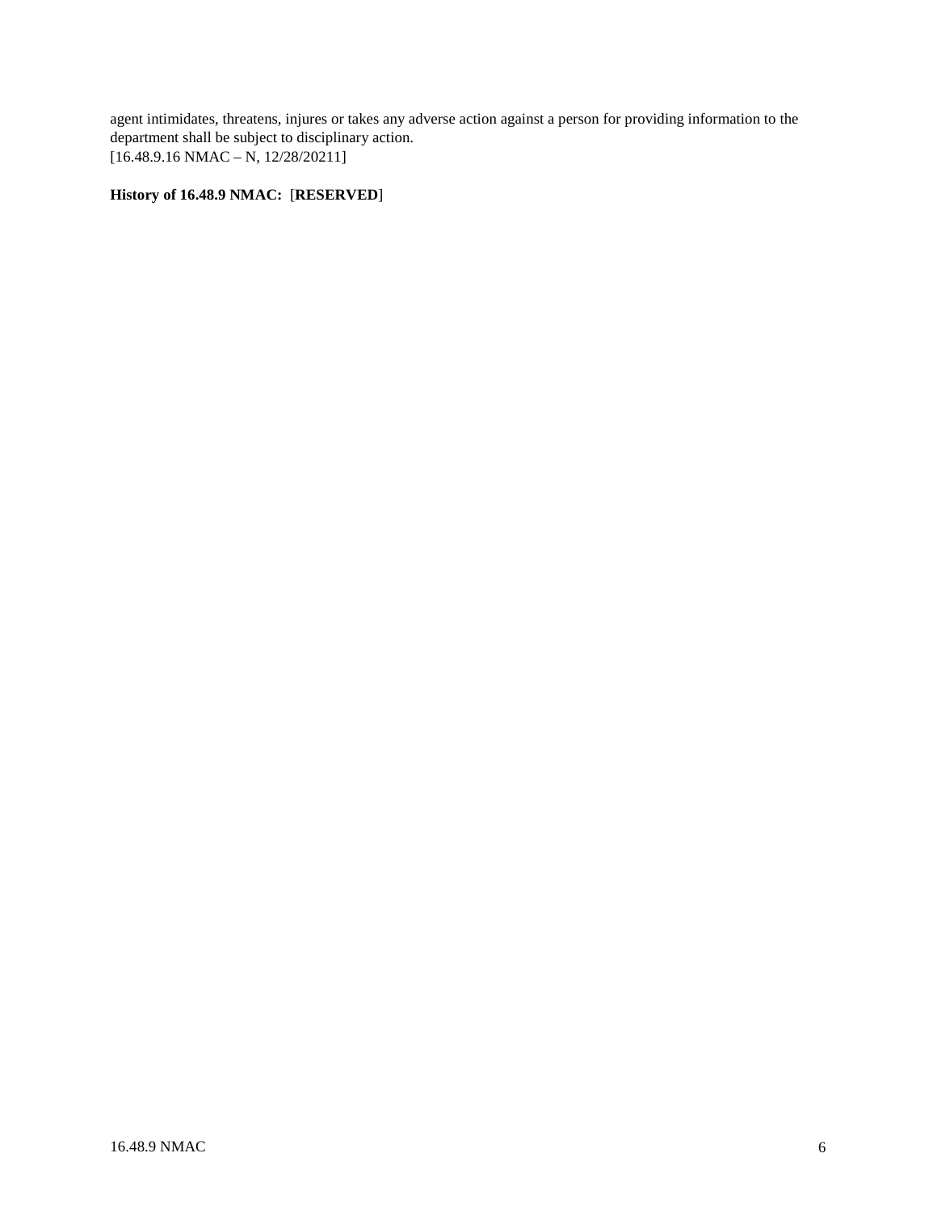agent intimidates, threatens, injures or takes any adverse action against a person for providing information to the department shall be subject to disciplinary action.
[16.48.9.16 NMAC – N, 12/28/20211]

**History of 16.48.9 NMAC:** [**RESERVED**]